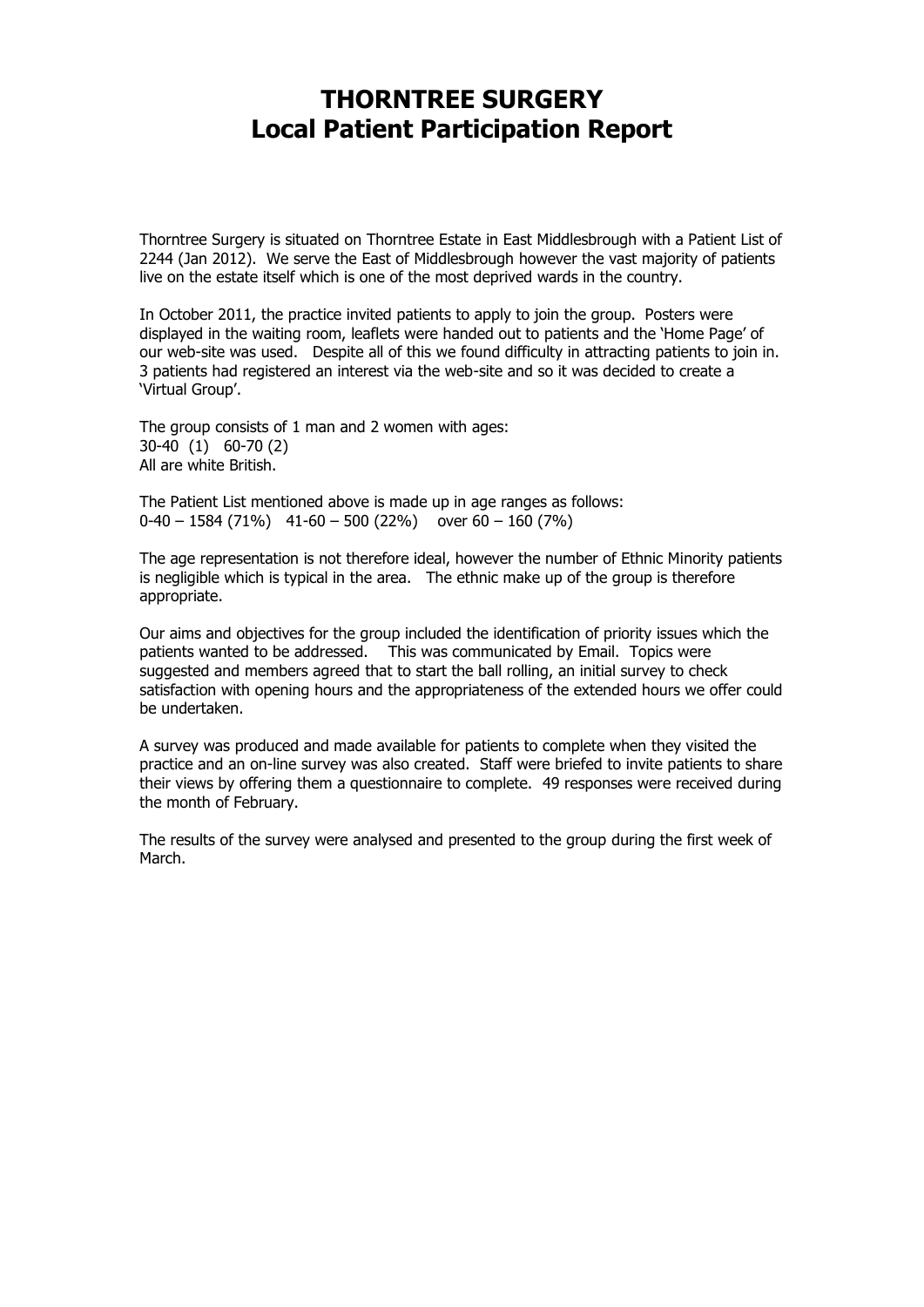# THORNTREE SURGERY
## Local Patient Participation Report

Thorntree Surgery is situated on Thorntree Estate in East Middlesbrough with a Patient List of 2244 (Jan 2012). We serve the East of Middlesbrough however the vast majority of patients live on the estate itself which is one of the most deprived wards in the country.

In October 2011, the practice invited patients to apply to join the group. Posters were displayed in the waiting room, leaflets were handed out to patients and the 'Home Page' of our web-site was used. Despite all of this we found difficulty in attracting patients to join in. 3 patients had registered an interest via the web-site and so it was decided to create a 'Virtual Group'.

The group consists of 1 man and 2 women with ages:
30-40 (1) 60-70 (2)
All are white British.

The Patient List mentioned above is made up in age ranges as follows:
0-40 – 1584 (71%) 41-60 – 500 (22%) over 60 – 160 (7%)

The age representation is not therefore ideal, however the number of Ethnic Minority patients is negligible which is typical in the area. The ethnic make up of the group is therefore appropriate.

Our aims and objectives for the group included the identification of priority issues which the patients wanted to be addressed. This was communicated by Email. Topics were suggested and members agreed that to start the ball rolling, an initial survey to check satisfaction with opening hours and the appropriateness of the extended hours we offer could be undertaken.

A survey was produced and made available for patients to complete when they visited the practice and an on-line survey was also created. Staff were briefed to invite patients to share their views by offering them a questionnaire to complete. 49 responses were received during the month of February.

The results of the survey were analysed and presented to the group during the first week of March.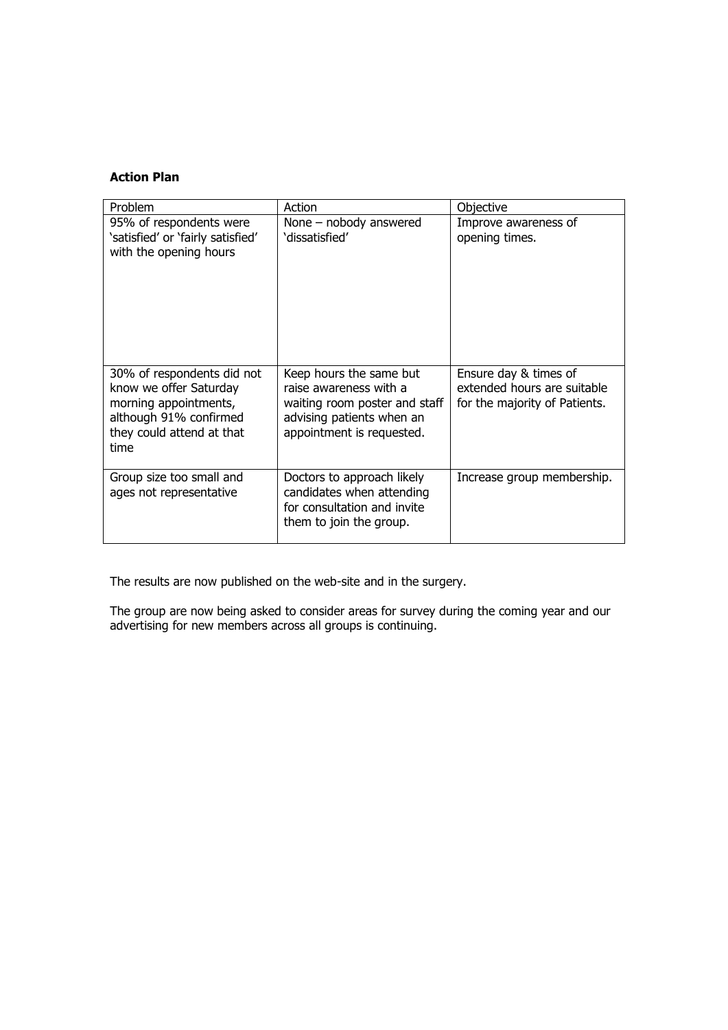**Action Plan**

| Problem | Action | Objective |
|---|---|---|
| 95% of respondents were 'satisfied' or 'fairly satisfied' with the opening hours | None – nobody answered 'dissatisfied' | Improve awareness of opening times. |
| 30% of respondents did not know we offer Saturday morning appointments, although 91% confirmed they could attend at that time | Keep hours the same but raise awareness with a waiting room poster and staff advising patients when an appointment is requested. | Ensure day & times of extended hours are suitable for the majority of Patients. |
| Group size too small and ages not representative | Doctors to approach likely candidates when attending for consultation and invite them to join the group. | Increase group membership. |

The results are now published on the web-site and in the surgery.

The group are now being asked to consider areas for survey during the coming year and our advertising for new members across all groups is continuing.